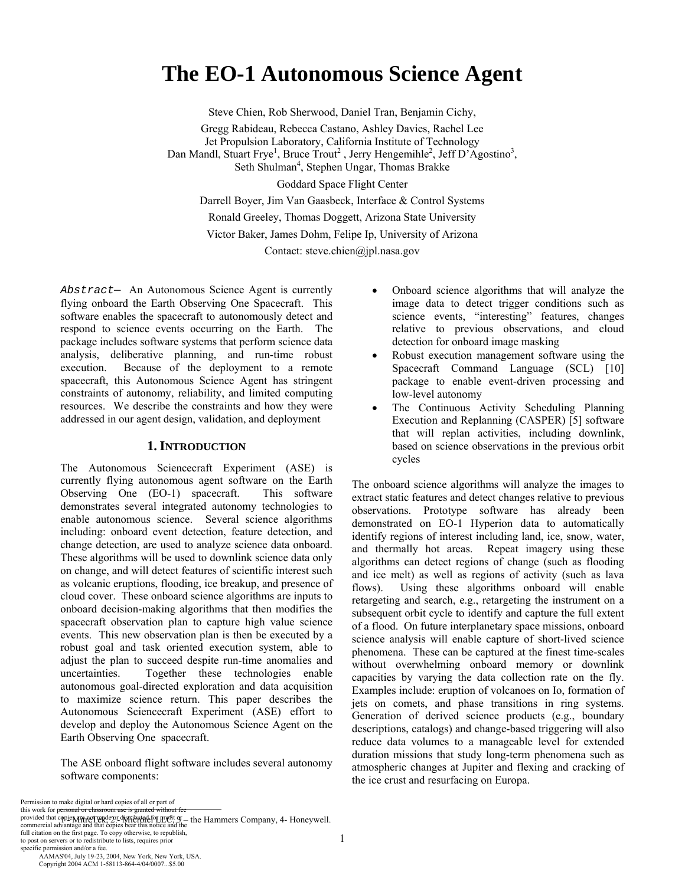# The EO-1 Autonomous Science Agent

Steve Chien, Rob Sherwood, Daniel Tran, Benjamin Cichy,
Gregg Rabideau, Rebecca Castano, Ashley Davies, Rachel Lee
Jet Propulsion Laboratory, California Institute of Technology
Dan Mandl, Stuart Frye[1], Bruce Trout[2], Jerry Hengemihle[2], Jeff D'Agostino[3], Seth Shulman[4], Stephen Ungar, Thomas Brakke
Goddard Space Flight Center
Darrell Boyer, Jim Van Gaasbeck, Interface & Control Systems
Ronald Greeley, Thomas Doggett, Arizona State University
Victor Baker, James Dohm, Felipe Ip, University of Arizona
Contact: steve.chien@jpl.nasa.gov

*Abstract*— An Autonomous Science Agent is currently flying onboard the Earth Observing One Spacecraft. This software enables the spacecraft to autonomously detect and respond to science events occurring on the Earth. The package includes software systems that perform science data analysis, deliberative planning, and run-time robust execution. Because of the deployment to a remote spacecraft, this Autonomous Science Agent has stringent constraints of autonomy, reliability, and limited computing resources. We describe the constraints and how they were addressed in our agent design, validation, and deployment

## 1. Introduction

The Autonomous Sciencecraft Experiment (ASE) is currently flying autonomous agent software on the Earth Observing One (EO-1) spacecraft. This software demonstrates several integrated autonomy technologies to enable autonomous science. Several science algorithms including: onboard event detection, feature detection, and change detection, are used to analyze science data onboard. These algorithms will be used to downlink science data only on change, and will detect features of scientific interest such as volcanic eruptions, flooding, ice breakup, and presence of cloud cover. These onboard science algorithms are inputs to onboard decision-making algorithms that then modifies the spacecraft observation plan to capture high value science events. This new observation plan is then be executed by a robust goal and task oriented execution system, able to adjust the plan to succeed despite run-time anomalies and uncertainties. Together these technologies enable autonomous goal-directed exploration and data acquisition to maximize science return. This paper describes the Autonomous Sciencecraft Experiment (ASE) effort to develop and deploy the Autonomous Science Agent on the Earth Observing One spacecraft.

The ASE onboard flight software includes several autonomy software components:

- Onboard science algorithms that will analyze the image data to detect trigger conditions such as science events, "interesting" features, changes relative to previous observations, and cloud detection for onboard image masking
- Robust execution management software using the Spacecraft Command Language (SCL) [10] package to enable event-driven processing and low-level autonomy
- The Continuous Activity Scheduling Planning Execution and Replanning (CASPER) [5] software that will replan activities, including downlink, based on science observations in the previous orbit cycles

The onboard science algorithms will analyze the images to extract static features and detect changes relative to previous observations. Prototype software has already been demonstrated on EO-1 Hyperion data to automatically identify regions of interest including land, ice, snow, water, and thermally hot areas. Repeat imagery using these algorithms can detect regions of change (such as flooding and ice melt) as well as regions of activity (such as lava flows). Using these algorithms onboard will enable retargeting and search, e.g., retargeting the instrument on a subsequent orbit cycle to identify and capture the full extent of a flood. On future interplanetary space missions, onboard science analysis will enable capture of short-lived science phenomena. These can be captured at the finest time-scales without overwhelming onboard memory or downlink capacities by varying the data collection rate on the fly. Examples include: eruption of volcanoes on Io, formation of jets on comets, and phase transitions in ring systems. Generation of derived science products (e.g., boundary descriptions, catalogs) and change-based triggering will also reduce data volumes to a manageable level for extended duration missions that study long-term phenomena such as atmospheric changes at Jupiter and flexing and cracking of the ice crust and resurfacing on Europa.

1- MitreTek. 2 – Microtel LLC. 3 – the Hammers Company, 4- Honeywell.

Permission to make digital or hard copies of all or part of this work for personal or classroom use is granted without fee provided that copies are not made or distributed for profit or commercial advantage and that copies bear this notice and the full citation on the first page. To copy otherwise, to republish, to post on servers or to redistribute to lists, requires prior specific permission and/or a fee.
AAMAS'04, July 19-23, 2004, New York, New York, USA.
Copyright 2004 ACM 1-58113-864-4/04/0007...$5.00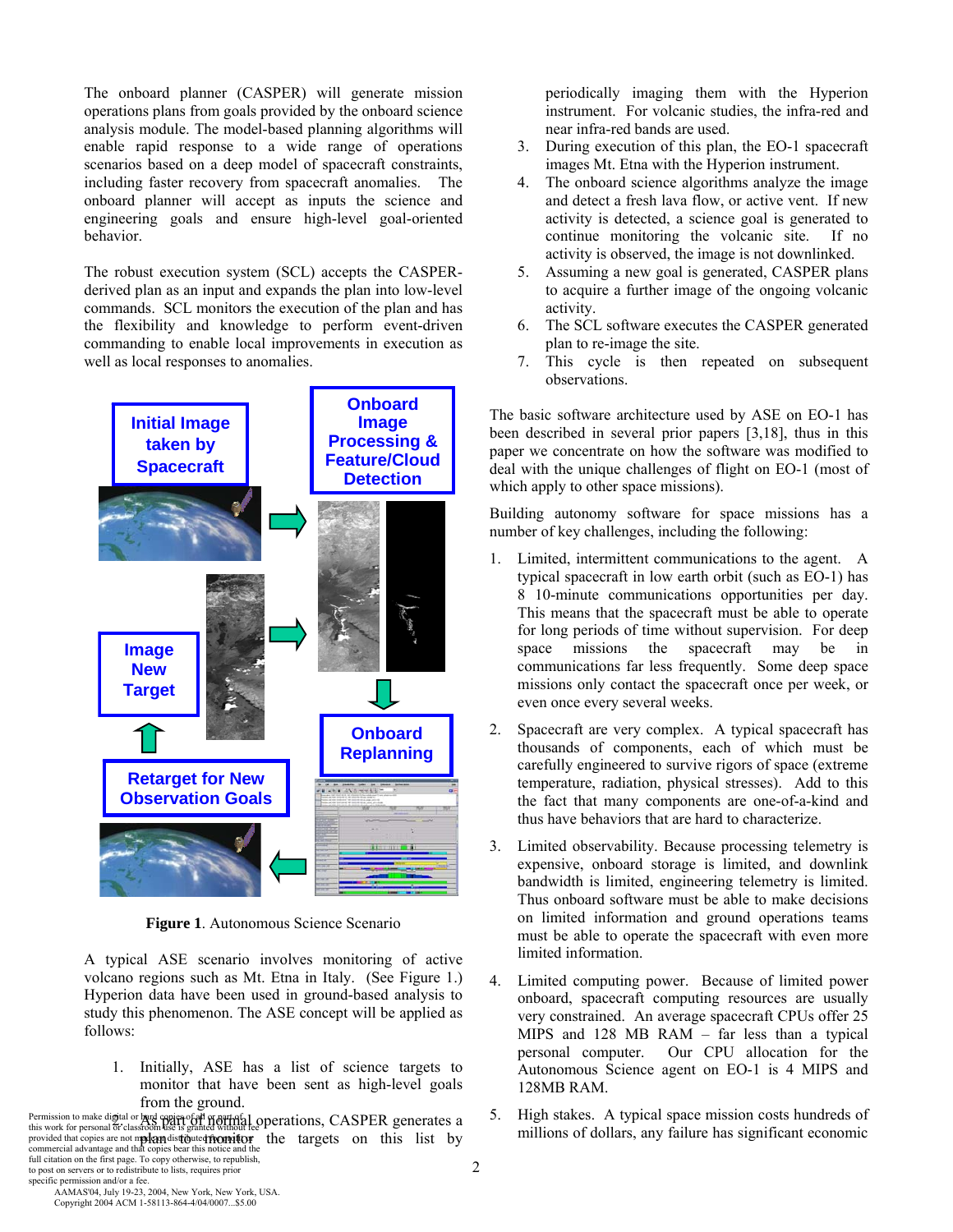The onboard planner (CASPER) will generate mission operations plans from goals provided by the onboard science analysis module. The model-based planning algorithms will enable rapid response to a wide range of operations scenarios based on a deep model of spacecraft constraints, including faster recovery from spacecraft anomalies. The onboard planner will accept as inputs the science and engineering goals and ensure high-level goal-oriented behavior.

The robust execution system (SCL) accepts the CASPER-derived plan as an input and expands the plan into low-level commands. SCL monitors the execution of the plan and has the flexibility and knowledge to perform event-driven commanding to enable local improvements in execution as well as local responses to anomalies.

**Figure 1**. Autonomous Science Scenario

A typical ASE scenario involves monitoring of active volcano regions such as Mt. Etna in Italy. (See Figure 1.) Hyperion data have been used in ground-based analysis to study this phenomenon. The ASE concept will be applied as follows:

1. Initially, ASE has a list of science targets to monitor that have been sent as high-level goals from the ground.
2. As part of normal operations, CASPER generates a plan to monitor the targets on this list by periodically imaging them with the Hyperion instrument. For volcanic studies, the infra-red and near infra-red bands are used.
3. During execution of this plan, the EO-1 spacecraft images Mt. Etna with the Hyperion instrument.
4. The onboard science algorithms analyze the image and detect a fresh lava flow, or active vent. If new activity is detected, a science goal is generated to continue monitoring the volcanic site. If no activity is observed, the image is not downlinked.
5. Assuming a new goal is generated, CASPER plans to acquire a further image of the ongoing volcanic activity.
6. The SCL software executes the CASPER generated plan to re-image the site.
7. This cycle is then repeated on subsequent observations.

The basic software architecture used by ASE on EO-1 has been described in several prior papers [3,18], thus in this paper we concentrate on how the software was modified to deal with the unique challenges of flight on EO-1 (most of which apply to other space missions).

Building autonomy software for space missions has a number of key challenges, including the following:

1. Limited, intermittent communications to the agent. A typical spacecraft in low earth orbit (such as EO-1) has 8 10-minute communications opportunities per day. This means that the spacecraft must be able to operate for long periods of time without supervision. For deep space missions the spacecraft may be in communications far less frequently. Some deep space missions only contact the spacecraft once per week, or even once every several weeks.

2. Spacecraft are very complex. A typical spacecraft has thousands of components, each of which must be carefully engineered to survive rigors of space (extreme temperature, radiation, physical stresses). Add to this the fact that many components are one-of-a-kind and thus have behaviors that are hard to characterize.

3. Limited observability. Because processing telemetry is expensive, onboard storage is limited, and downlink bandwidth is limited, engineering telemetry is limited. Thus onboard software must be able to make decisions on limited information and ground operations teams must be able to operate the spacecraft with even more limited information.

4. Limited computing power. Because of limited power onboard, spacecraft computing resources are usually very constrained. An average spacecraft CPUs offer 25 MIPS and 128 MB RAM – far less than a typical personal computer. Our CPU allocation for the Autonomous Science agent on EO-1 is 4 MIPS and 128MB RAM.

5. High stakes. A typical space mission costs hundreds of millions of dollars, any failure has significant economic

Permission to make digital or hard copies of all or part of this work for personal or classroom use is granted without fee provided that copies are not made or distributed for profit or commercial advantage and that copies bear this notice and the full citation on the first page. To copy otherwise, to republish, to post on servers or to redistribute to lists, requires prior specific permission and/or a fee.
AAMAS'04, July 19-23, 2004, New York, New York, USA.
Copyright 2004 ACM 1-58113-864-4/04/0007...$5.00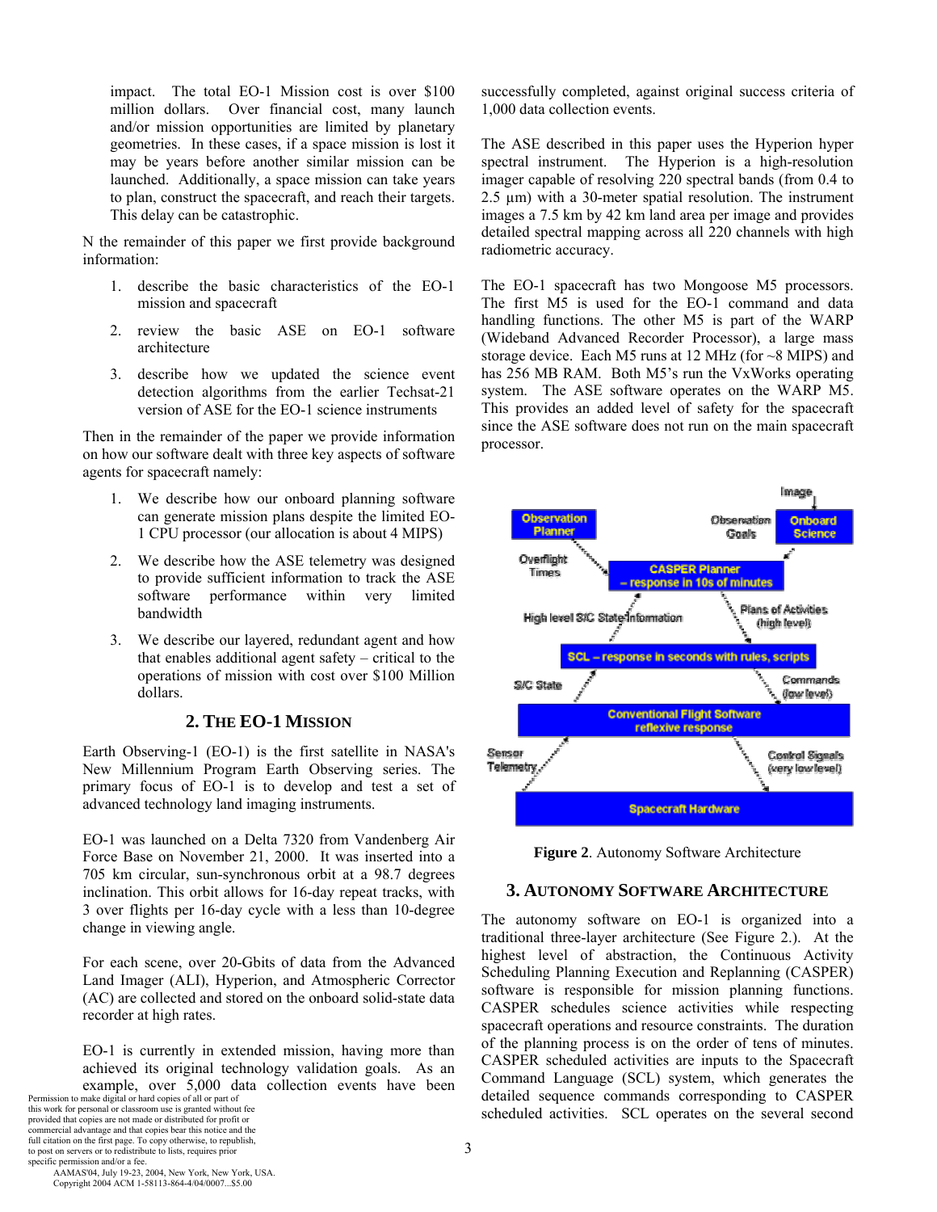impact. The total EO-1 Mission cost is over $100 million dollars. Over financial cost, many launch and/or mission opportunities are limited by planetary geometries. In these cases, if a space mission is lost it may be years before another similar mission can be launched. Additionally, a space mission can take years to plan, construct the spacecraft, and reach their targets. This delay can be catastrophic.

N the remainder of this paper we first provide background information:

1. describe the basic characteristics of the EO-1 mission and spacecraft
2. review the basic ASE on EO-1 software architecture
3. describe how we updated the science event detection algorithms from the earlier Techsat-21 version of ASE for the EO-1 science instruments

Then in the remainder of the paper we provide information on how our software dealt with three key aspects of software agents for spacecraft namely:

1. We describe how our onboard planning software can generate mission plans despite the limited EO-1 CPU processor (our allocation is about 4 MIPS)
2. We describe how the ASE telemetry was designed to provide sufficient information to track the ASE software performance within very limited bandwidth
3. We describe our layered, redundant agent and how that enables additional agent safety – critical to the operations of mission with cost over $100 Million dollars.

## 2. THE EO-1 MISSION

Earth Observing-1 (EO-1) is the first satellite in NASA's New Millennium Program Earth Observing series. The primary focus of EO-1 is to develop and test a set of advanced technology land imaging instruments.

EO-1 was launched on a Delta 7320 from Vandenberg Air Force Base on November 21, 2000. It was inserted into a 705 km circular, sun-synchronous orbit at a 98.7 degrees inclination. This orbit allows for 16-day repeat tracks, with 3 over flights per 16-day cycle with a less than 10-degree change in viewing angle.

For each scene, over 20-Gbits of data from the Advanced Land Imager (ALI), Hyperion, and Atmospheric Corrector (AC) are collected and stored on the onboard solid-state data recorder at high rates.

EO-1 is currently in extended mission, having more than achieved its original technology validation goals. As an example, over 5,000 data collection events have been successfully completed, against original success criteria of 1,000 data collection events.

The ASE described in this paper uses the Hyperion hyper spectral instrument. The Hyperion is a high-resolution imager capable of resolving 220 spectral bands (from 0.4 to 2.5 µm) with a 30-meter spatial resolution. The instrument images a 7.5 km by 42 km land area per image and provides detailed spectral mapping across all 220 channels with high radiometric accuracy.

The EO-1 spacecraft has two Mongoose M5 processors. The first M5 is used for the EO-1 command and data handling functions. The other M5 is part of the WARP (Wideband Advanced Recorder Processor), a large mass storage device. Each M5 runs at 12 MHz (for ~8 MIPS) and has 256 MB RAM. Both M5's run the VxWorks operating system. The ASE software operates on the WARP M5. This provides an added level of safety for the spacecraft since the ASE software does not run on the main spacecraft processor.

Observation Planner · Onboard Science · Image · Observation Goals · Overflight Times · CASPER Planner – response in 10s of minutes · High level S/C State Information · Plans of Activities (high level) · SCL – response in seconds with rules, scripts · S/C State · Commands (low level) · Conventional Flight Software reflexive response · Sensor Telemetry · Control Signals (very low level) · Spacecraft Hardware

**Figure 2**. Autonomy Software Architecture

## 3. AUTONOMY SOFTWARE ARCHITECTURE

The autonomy software on EO-1 is organized into a traditional three-layer architecture (See Figure 2.). At the highest level of abstraction, the Continuous Activity Scheduling Planning Execution and Replanning (CASPER) software is responsible for mission planning functions. CASPER schedules science activities while respecting spacecraft operations and resource constraints. The duration of the planning process is on the order of tens of minutes. CASPER scheduled activities are inputs to the Spacecraft Command Language (SCL) system, which generates the detailed sequence commands corresponding to CASPER scheduled activities. SCL operates on the several second

Permission to make digital or hard copies of all or part of this work for personal or classroom use is granted without fee provided that copies are not made or distributed for profit or commercial advantage and that copies bear this notice and the full citation on the first page. To copy otherwise, to republish, to post on servers or to redistribute to lists, requires prior specific permission and/or a fee.
AAMAS'04, July 19-23, 2004, New York, New York, USA.
Copyright 2004 ACM 1-58113-864-4/04/0007...$5.00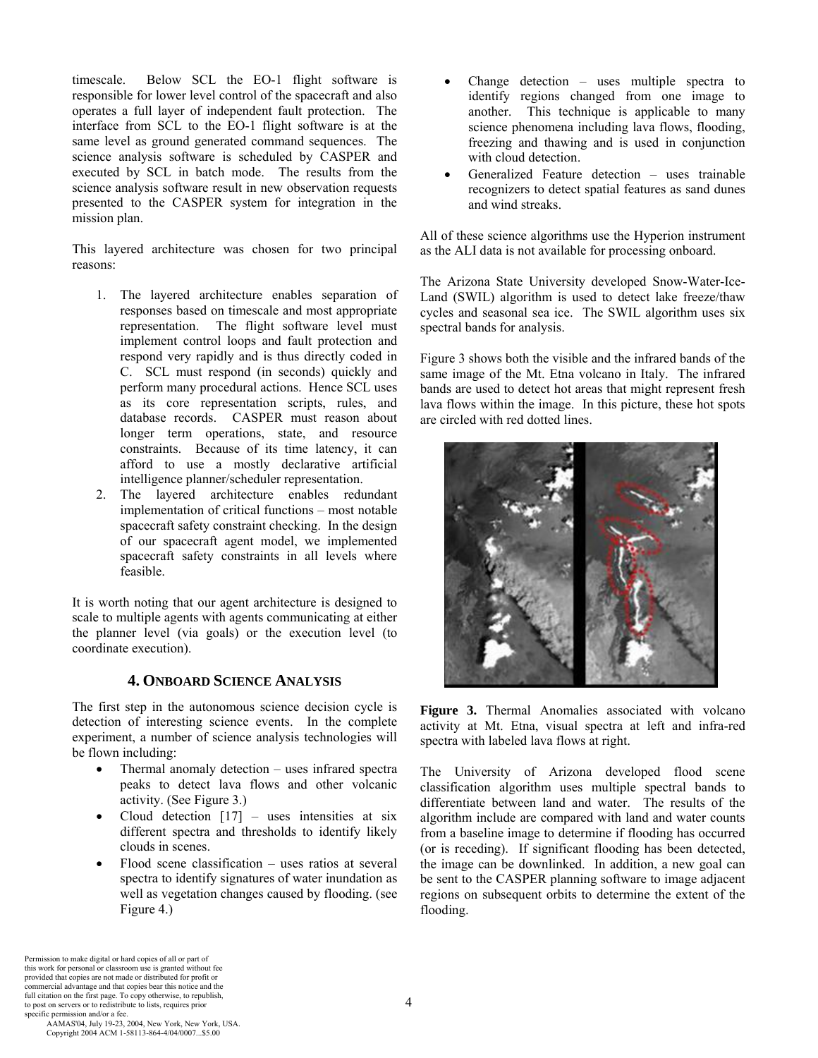timescale. Below SCL the EO-1 flight software is responsible for lower level control of the spacecraft and also operates a full layer of independent fault protection. The interface from SCL to the EO-1 flight software is at the same level as ground generated command sequences. The science analysis software is scheduled by CASPER and executed by SCL in batch mode. The results from the science analysis software result in new observation requests presented to the CASPER system for integration in the mission plan.

This layered architecture was chosen for two principal reasons:

1. The layered architecture enables separation of responses based on timescale and most appropriate representation. The flight software level must implement control loops and fault protection and respond very rapidly and is thus directly coded in C. SCL must respond (in seconds) quickly and perform many procedural actions. Hence SCL uses as its core representation scripts, rules, and database records. CASPER must reason about longer term operations, state, and resource constraints. Because of its time latency, it can afford to use a mostly declarative artificial intelligence planner/scheduler representation.
2. The layered architecture enables redundant implementation of critical functions – most notable spacecraft safety constraint checking. In the design of our spacecraft agent model, we implemented spacecraft safety constraints in all levels where feasible.

It is worth noting that our agent architecture is designed to scale to multiple agents with agents communicating at either the planner level (via goals) or the execution level (to coordinate execution).

## 4. ONBOARD SCIENCE ANALYSIS

The first step in the autonomous science decision cycle is detection of interesting science events. In the complete experiment, a number of science analysis technologies will be flown including:

- Thermal anomaly detection – uses infrared spectra peaks to detect lava flows and other volcanic activity. (See Figure 3.)
- Cloud detection [17] – uses intensities at six different spectra and thresholds to identify likely clouds in scenes.
- Flood scene classification – uses ratios at several spectra to identify signatures of water inundation as well as vegetation changes caused by flooding. (see Figure 4.)
- Change detection – uses multiple spectra to identify regions changed from one image to another. This technique is applicable to many science phenomena including lava flows, flooding, freezing and thawing and is used in conjunction with cloud detection.
- Generalized Feature detection – uses trainable recognizers to detect spatial features as sand dunes and wind streaks.

All of these science algorithms use the Hyperion instrument as the ALI data is not available for processing onboard.

The Arizona State University developed Snow-Water-Ice-Land (SWIL) algorithm is used to detect lake freeze/thaw cycles and seasonal sea ice. The SWIL algorithm uses six spectral bands for analysis.

Figure 3 shows both the visible and the infrared bands of the same image of the Mt. Etna volcano in Italy. The infrared bands are used to detect hot areas that might represent fresh lava flows within the image. In this picture, these hot spots are circled with red dotted lines.

**Figure 3.** Thermal Anomalies associated with volcano activity at Mt. Etna, visual spectra at left and infra-red spectra with labeled lava flows at right.

The University of Arizona developed flood scene classification algorithm uses multiple spectral bands to differentiate between land and water. The results of the algorithm include are compared with land and water counts from a baseline image to determine if flooding has occurred (or is receding). If significant flooding has been detected, the image can be downlinked. In addition, a new goal can be sent to the CASPER planning software to image adjacent regions on subsequent orbits to determine the extent of the flooding.

Permission to make digital or hard copies of all or part of this work for personal or classroom use is granted without fee provided that copies are not made or distributed for profit or commercial advantage and that copies bear this notice and the full citation on the first page. To copy otherwise, to republish, to post on servers or to redistribute to lists, requires prior specific permission and/or a fee.
AAMAS'04, July 19-23, 2004, New York, New York, USA.
Copyright 2004 ACM 1-58113-864-4/04/0007...$5.00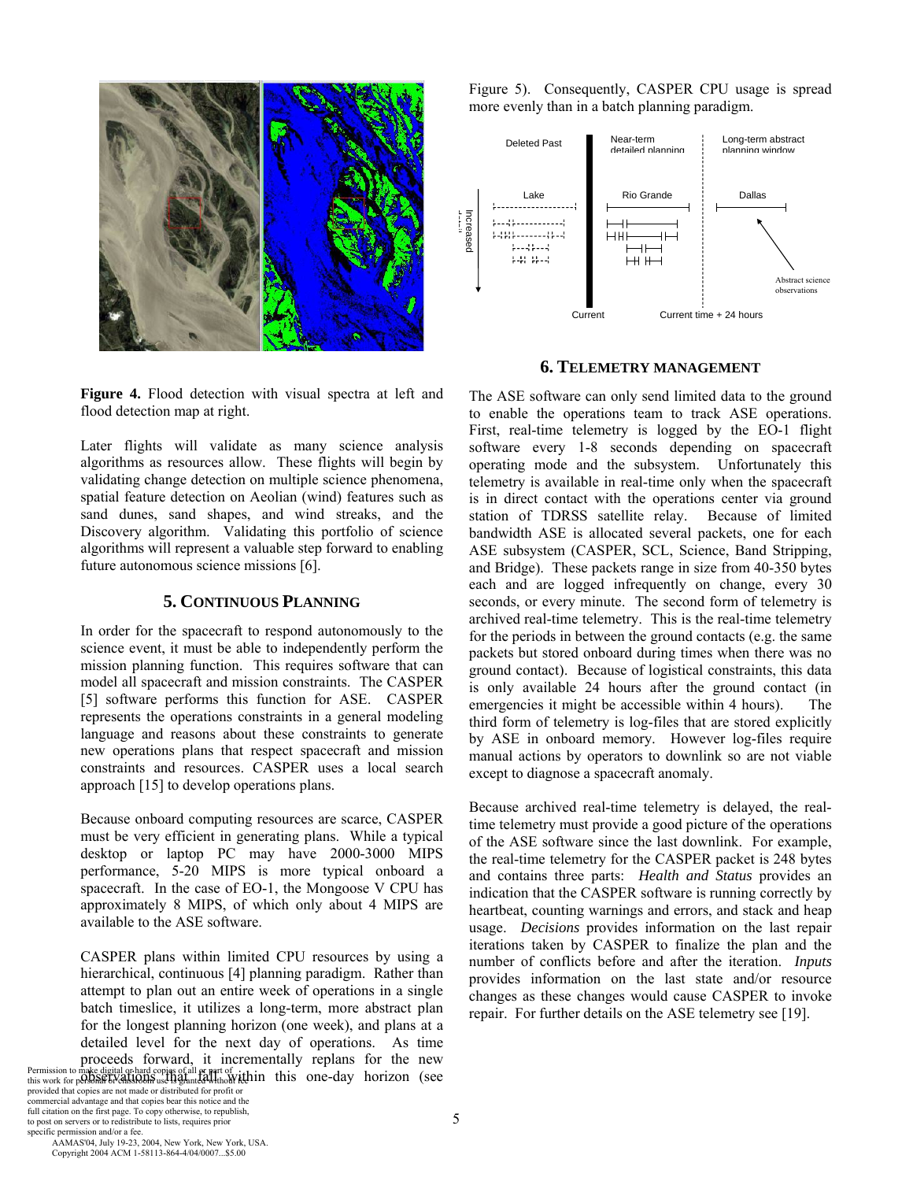**Figure 4.** Flood detection with visual spectra at left and flood detection map at right.

Later flights will validate as many science analysis algorithms as resources allow. These flights will begin by validating change detection on multiple science phenomena, spatial feature detection on Aeolian (wind) features such as sand dunes, sand shapes, and wind streaks, and the Discovery algorithm. Validating this portfolio of science algorithms will represent a valuable step forward to enabling future autonomous science missions [6].

## 5. CONTINUOUS PLANNING

In order for the spacecraft to respond autonomously to the science event, it must be able to independently perform the mission planning function. This requires software that can model all spacecraft and mission constraints. The CASPER [5] software performs this function for ASE. CASPER represents the operations constraints in a general modeling language and reasons about these constraints to generate new operations plans that respect spacecraft and mission constraints and resources. CASPER uses a local search approach [15] to develop operations plans.

Because onboard computing resources are scarce, CASPER must be very efficient in generating plans. While a typical desktop or laptop PC may have 2000-3000 MIPS performance, 5-20 MIPS is more typical onboard a spacecraft. In the case of EO-1, the Mongoose V CPU has approximately 8 MIPS, of which only about 4 MIPS are available to the ASE software.

CASPER plans within limited CPU resources by using a hierarchical, continuous [4] planning paradigm. Rather than attempt to plan out an entire week of operations in a single batch timeslice, it utilizes a long-term, more abstract plan for the longest planning horizon (one week), and plans at a detailed level for the next day of operations. As time proceeds forward, it incrementally replans for the new observations that fall within this one-day horizon (see Figure 5). Consequently, CASPER CPU usage is spread more evenly than in a batch planning paradigm.

## 6. TELEMETRY MANAGEMENT

The ASE software can only send limited data to the ground to enable the operations team to track ASE operations. First, real-time telemetry is logged by the EO-1 flight software every 1-8 seconds depending on spacecraft operating mode and the subsystem. Unfortunately this telemetry is available in real-time only when the spacecraft is in direct contact with the operations center via ground station of TDRSS satellite relay. Because of limited bandwidth ASE is allocated several packets, one for each ASE subsystem (CASPER, SCL, Science, Band Stripping, and Bridge). These packets range in size from 40-350 bytes each and are logged infrequently on change, every 30 seconds, or every minute. The second form of telemetry is archived real-time telemetry. This is the real-time telemetry for the periods in between the ground contacts (e.g. the same packets but stored onboard during times when there was no ground contact). Because of logistical constraints, this data is only available 24 hours after the ground contact (in emergencies it might be accessible within 4 hours). The third form of telemetry is log-files that are stored explicitly by ASE in onboard memory. However log-files require manual actions by operators to downlink so are not viable except to diagnose a spacecraft anomaly.

Because archived real-time telemetry is delayed, the real-time telemetry must provide a good picture of the operations of the ASE software since the last downlink. For example, the real-time telemetry for the CASPER packet is 248 bytes and contains three parts: *Health and Status* provides an indication that the CASPER software is running correctly by heartbeat, counting warnings and errors, and stack and heap usage. *Decisions* provides information on the last repair iterations taken by CASPER to finalize the plan and the number of conflicts before and after the iteration. *Inputs* provides information on the last state and/or resource changes as these changes would cause CASPER to invoke repair. For further details on the ASE telemetry see [19].

Permission to make digital or hard copies of all or part of this work for personal or classroom use is granted without fee provided that copies are not made or distributed for profit or commercial advantage and that copies bear this notice and the full citation on the first page. To copy otherwise, to republish, to post on servers or to redistribute to lists, requires prior specific permission and/or a fee.
AAMAS'04, July 19-23, 2004, New York, New York, USA.
Copyright 2004 ACM 1-58113-864-4/04/0007...$5.00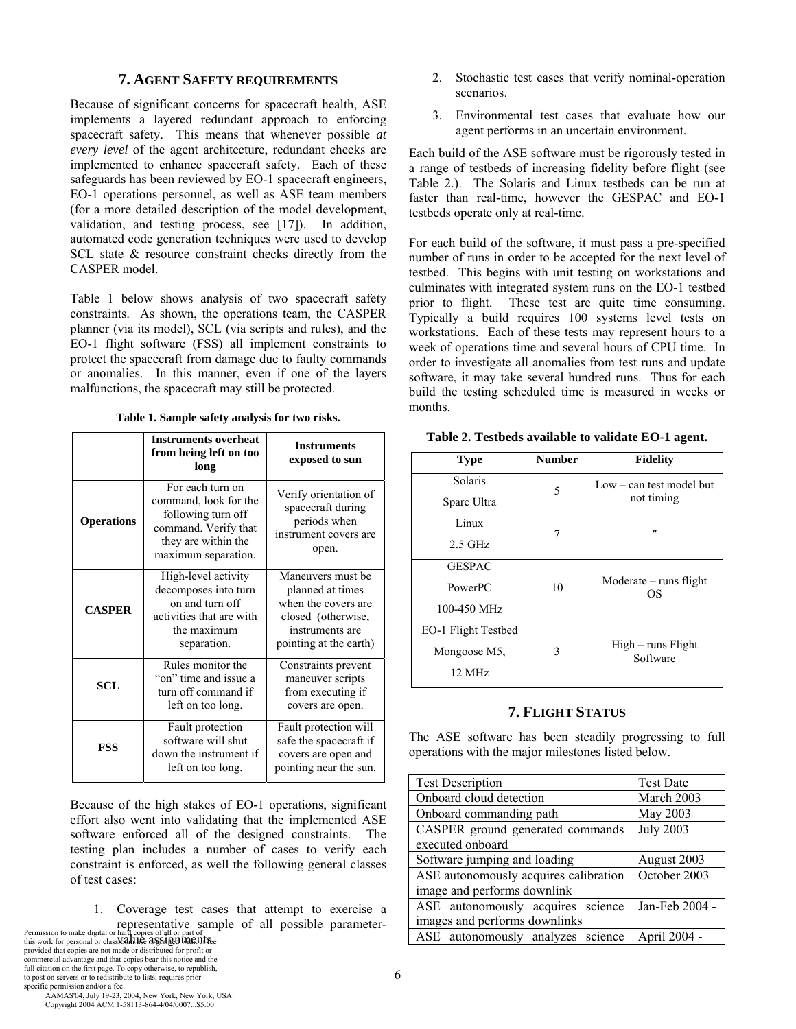## 7. AGENT SAFETY REQUIREMENTS

Because of significant concerns for spacecraft health, ASE implements a layered redundant approach to enforcing spacecraft safety. This means that whenever possible *at every level* of the agent architecture, redundant checks are implemented to enhance spacecraft safety. Each of these safeguards has been reviewed by EO-1 spacecraft engineers, EO-1 operations personnel, as well as ASE team members (for a more detailed description of the model development, validation, and testing process, see [17]). In addition, automated code generation techniques were used to develop SCL state & resource constraint checks directly from the CASPER model.

Table 1 below shows analysis of two spacecraft safety constraints. As shown, the operations team, the CASPER planner (via its model), SCL (via scripts and rules), and the EO-1 flight software (FSS) all implement constraints to protect the spacecraft from damage due to faulty commands or anomalies. In this manner, even if one of the layers malfunctions, the spacecraft may still be protected.

**Table 1. Sample safety analysis for two risks.**

| | Instruments overheat from being left on too long | Instruments exposed to sun |
|---|---|---|
| **Operations** | For each turn on command, look for the following turn off command. Verify that they are within the maximum separation. | Verify orientation of spacecraft during periods when instrument covers are open. |
| **CASPER** | High-level activity decomposes into turn on and turn off activities that are with the maximum separation. | Maneuvers must be planned at times when the covers are closed (otherwise, instruments are pointing at the earth) |
| **SCL** | Rules monitor the "on" time and issue a turn off command if left on too long. | Constraints prevent maneuver scripts from executing if covers are open. |
| **FSS** | Fault protection software will shut down the instrument if left on too long. | Fault protection will safe the spacecraft if covers are open and pointing near the sun. |

Because of the high stakes of EO-1 operations, significant effort also went into validating that the implemented ASE software enforced all of the designed constraints. The testing plan includes a number of cases to verify each constraint is enforced, as well the following general classes of test cases:

1. Coverage test cases that attempt to exercise a representative sample of all possible parameter-value assignments.
2. Stochastic test cases that verify nominal-operation scenarios.
3. Environmental test cases that evaluate how our agent performs in an uncertain environment.

Each build of the ASE software must be rigorously tested in a range of testbeds of increasing fidelity before flight (see Table 2.). The Solaris and Linux testbeds can be run at faster than real-time, however the GESPAC and EO-1 testbeds operate only at real-time.

For each build of the software, it must pass a pre-specified number of runs in order to be accepted for the next level of testbed. This begins with unit testing on workstations and culminates with integrated system runs on the EO-1 testbed prior to flight. These test are quite time consuming. Typically a build requires 100 systems level tests on workstations. Each of these tests may represent hours to a week of operations time and several hours of CPU time. In order to investigate all anomalies from test runs and update software, it may take several hundred runs. Thus for each build the testing scheduled time is measured in weeks or months.

**Table 2. Testbeds available to validate EO-1 agent.**

| Type | Number | Fidelity |
|---|---|---|
| Solaris Sparc Ultra | 5 | Low – can test model but not timing |
| Linux 2.5 GHz | 7 | " |
| GESPAC PowerPC 100-450 MHz | 10 | Moderate – runs flight OS |
| EO-1 Flight Testbed Mongoose M5, 12 MHz | 3 | High – runs Flight Software |

## 7. FLIGHT STATUS

The ASE software has been steadily progressing to full operations with the major milestones listed below.

| Test Description | Test Date |
|---|---|
| Onboard cloud detection | March 2003 |
| Onboard commanding path | May 2003 |
| CASPER ground generated commands executed onboard | July 2003 |
| Software jumping and loading | August 2003 |
| ASE autonomously acquires calibration image and performs downlink | October 2003 |
| ASE autonomously acquires science images and performs downlinks | Jan-Feb 2004 - |
| ASE autonomously analyzes science | April 2004 - |

Permission to make digital or hard copies of all or part of this work for personal or classroom use is granted without fee provided that copies are not made or distributed for profit or commercial advantage and that copies bear this notice and the full citation on the first page. To copy otherwise, to republish, to post on servers or to redistribute to lists, requires prior specific permission and/or a fee.
AAMAS'04, July 19-23, 2004, New York, New York, USA.
Copyright 2004 ACM 1-58113-864-4/04/0007...$5.00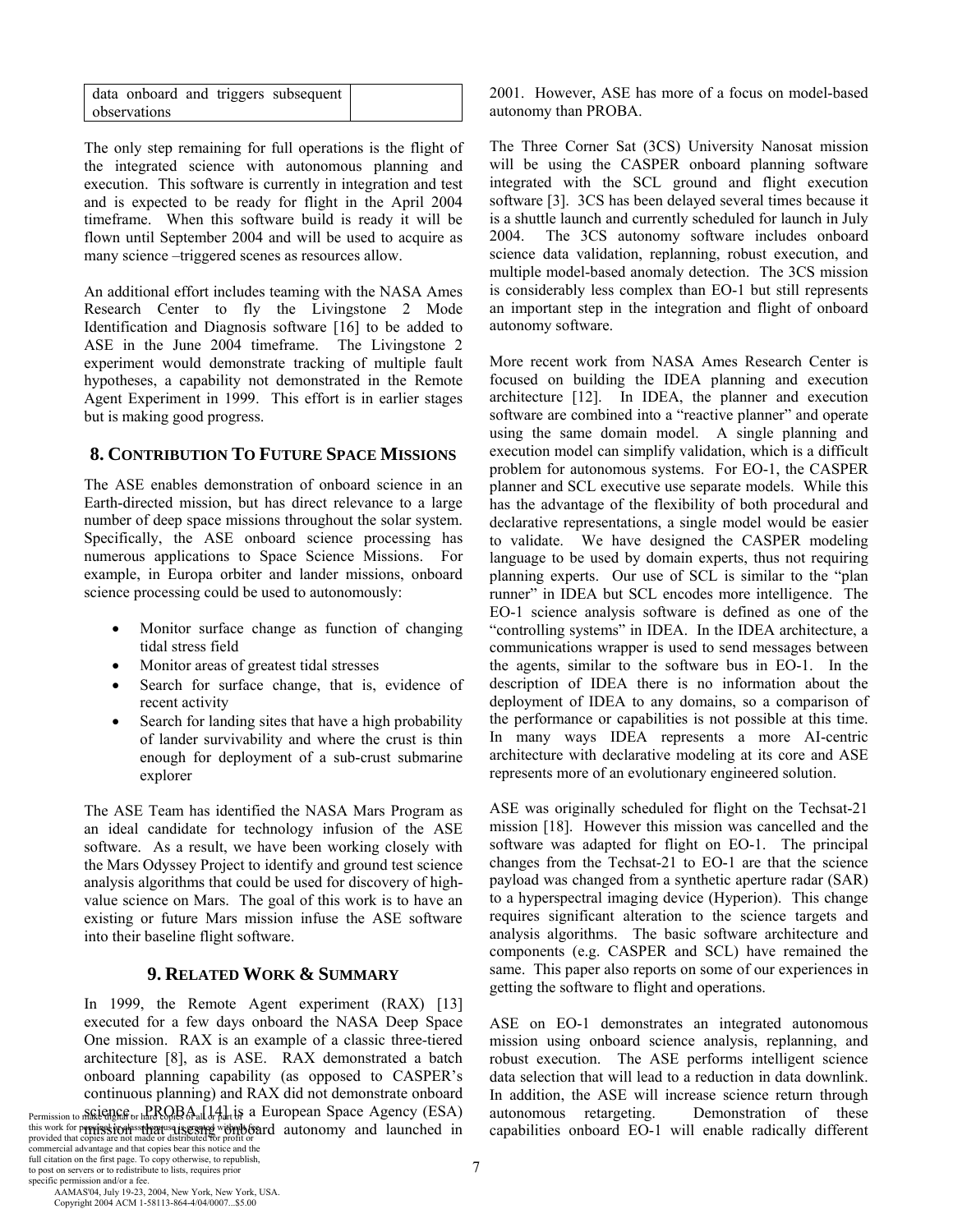| data onboard and triggers subsequent observations | |
|---|---|

The only step remaining for full operations is the flight of the integrated science with autonomous planning and execution. This software is currently in integration and test and is expected to be ready for flight in the April 2004 timeframe. When this software build is ready it will be flown until September 2004 and will be used to acquire as many science –triggered scenes as resources allow.

An additional effort includes teaming with the NASA Ames Research Center to fly the Livingstone 2 Mode Identification and Diagnosis software [16] to be added to ASE in the June 2004 timeframe. The Livingstone 2 experiment would demonstrate tracking of multiple fault hypotheses, a capability not demonstrated in the Remote Agent Experiment in 1999. This effort is in earlier stages but is making good progress.

## 8. CONTRIBUTION TO FUTURE SPACE MISSIONS

The ASE enables demonstration of onboard science in an Earth-directed mission, but has direct relevance to a large number of deep space missions throughout the solar system. Specifically, the ASE onboard science processing has numerous applications to Space Science Missions. For example, in Europa orbiter and lander missions, onboard science processing could be used to autonomously:

- Monitor surface change as function of changing tidal stress field
- Monitor areas of greatest tidal stresses
- Search for surface change, that is, evidence of recent activity
- Search for landing sites that have a high probability of lander survivability and where the crust is thin enough for deployment of a sub-crust submarine explorer

The ASE Team has identified the NASA Mars Program as an ideal candidate for technology infusion of the ASE software. As a result, we have been working closely with the Mars Odyssey Project to identify and ground test science analysis algorithms that could be used for discovery of high-value science on Mars. The goal of this work is to have an existing or future Mars mission infuse the ASE software into their baseline flight software.

## 9. RELATED WORK & SUMMARY

In 1999, the Remote Agent experiment (RAX) [13] executed for a few days onboard the NASA Deep Space One mission. RAX is an example of a classic three-tiered architecture [8], as is ASE. RAX demonstrated a batch onboard planning capability (as opposed to CASPER's continuous planning) and RAX did not demonstrate onboard science. PROBA [14] is a European Space Agency (ESA) mission that uses onboard autonomy and launched in 2001. However, ASE has more of a focus on model-based autonomy than PROBA.

The Three Corner Sat (3CS) University Nanosat mission will be using the CASPER onboard planning software integrated with the SCL ground and flight execution software [3]. 3CS has been delayed several times because it is a shuttle launch and currently scheduled for launch in July 2004. The 3CS autonomy software includes onboard science data validation, replanning, robust execution, and multiple model-based anomaly detection. The 3CS mission is considerably less complex than EO-1 but still represents an important step in the integration and flight of onboard autonomy software.

More recent work from NASA Ames Research Center is focused on building the IDEA planning and execution architecture [12]. In IDEA, the planner and execution software are combined into a "reactive planner" and operate using the same domain model. A single planning and execution model can simplify validation, which is a difficult problem for autonomous systems. For EO-1, the CASPER planner and SCL executive use separate models. While this has the advantage of the flexibility of both procedural and declarative representations, a single model would be easier to validate. We have designed the CASPER modeling language to be used by domain experts, thus not requiring planning experts. Our use of SCL is similar to the "plan runner" in IDEA but SCL encodes more intelligence. The EO-1 science analysis software is defined as one of the "controlling systems" in IDEA. In the IDEA architecture, a communications wrapper is used to send messages between the agents, similar to the software bus in EO-1. In the description of IDEA there is no information about the deployment of IDEA to any domains, so a comparison of the performance or capabilities is not possible at this time. In many ways IDEA represents a more AI-centric architecture with declarative modeling at its core and ASE represents more of an evolutionary engineered solution.

ASE was originally scheduled for flight on the Techsat-21 mission [18]. However this mission was cancelled and the software was adapted for flight on EO-1. The principal changes from the Techsat-21 to EO-1 are that the science payload was changed from a synthetic aperture radar (SAR) to a hyperspectral imaging device (Hyperion). This change requires significant alteration to the science targets and analysis algorithms. The basic software architecture and components (e.g. CASPER and SCL) have remained the same. This paper also reports on some of our experiences in getting the software to flight and operations.

ASE on EO-1 demonstrates an integrated autonomous mission using onboard science analysis, replanning, and robust execution. The ASE performs intelligent science data selection that will lead to a reduction in data downlink. In addition, the ASE will increase science return through autonomous retargeting. Demonstration of these capabilities onboard EO-1 will enable radically different

Permission to make digital or hard copies of all or part of this work for personal or classroom use is granted without fee provided that copies are not made or distributed for profit or commercial advantage and that copies bear this notice and the full citation on the first page. To copy otherwise, to republish, to post on servers or to redistribute to lists, requires prior specific permission and/or a fee.
AAMAS'04, July 19-23, 2004, New York, New York, USA.
Copyright 2004 ACM 1-58113-864-4/04/0007...$5.00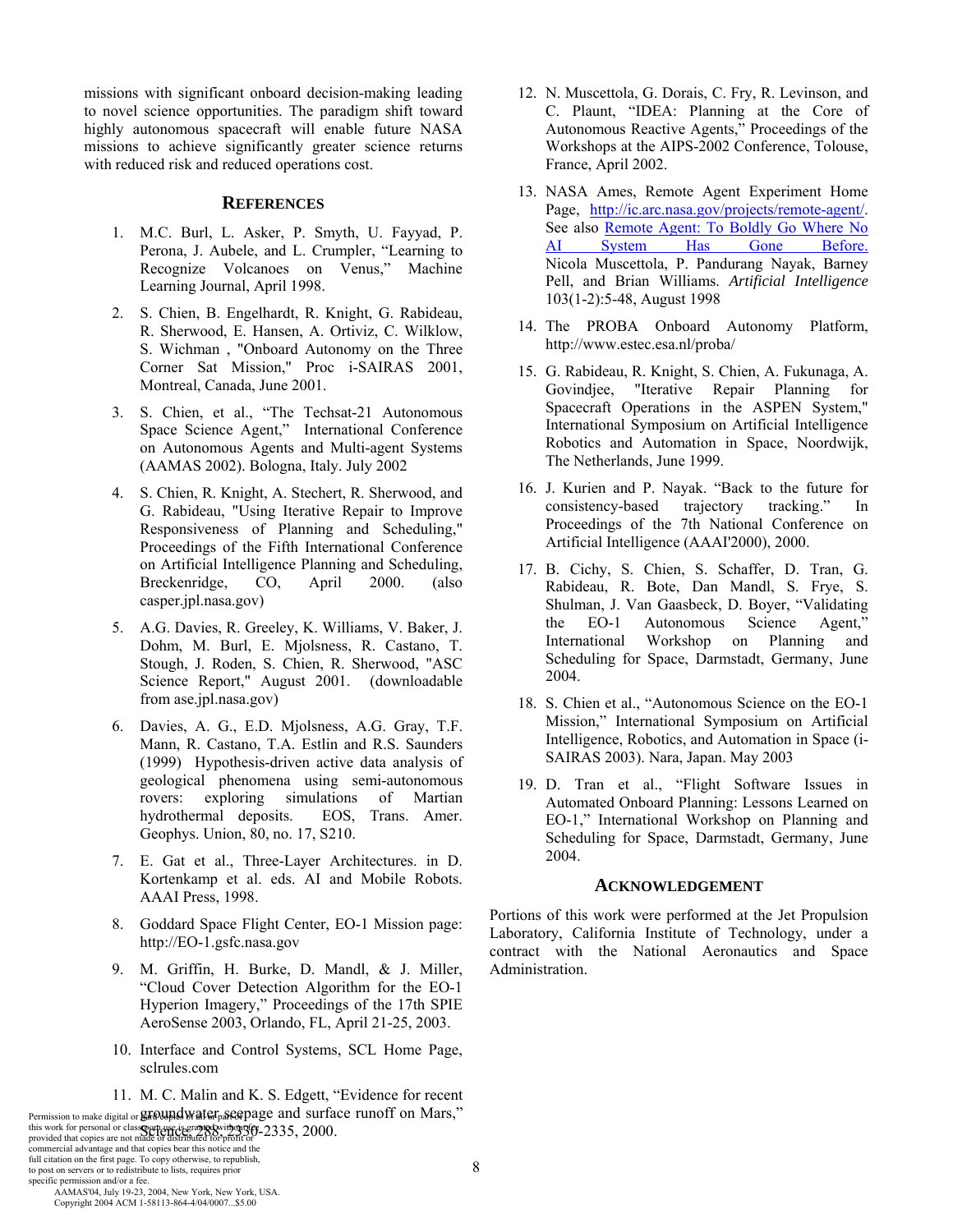missions with significant onboard decision-making leading to novel science opportunities. The paradigm shift toward highly autonomous spacecraft will enable future NASA missions to achieve significantly greater science returns with reduced risk and reduced operations cost.

## REFERENCES

1. M.C. Burl, L. Asker, P. Smyth, U. Fayyad, P. Perona, J. Aubele, and L. Crumpler, "Learning to Recognize Volcanoes on Venus," Machine Learning Journal, April 1998.
2. S. Chien, B. Engelhardt, R. Knight, G. Rabideau, R. Sherwood, E. Hansen, A. Ortiviz, C. Wilklow, S. Wichman , "Onboard Autonomy on the Three Corner Sat Mission," Proc i-SAIRAS 2001, Montreal, Canada, June 2001.
3. S. Chien, et al., "The Techsat-21 Autonomous Space Science Agent," International Conference on Autonomous Agents and Multi-agent Systems (AAMAS 2002). Bologna, Italy. July 2002
4. S. Chien, R. Knight, A. Stechert, R. Sherwood, and G. Rabideau, "Using Iterative Repair to Improve Responsiveness of Planning and Scheduling," Proceedings of the Fifth International Conference on Artificial Intelligence Planning and Scheduling, Breckenridge, CO, April 2000. (also casper.jpl.nasa.gov)
5. A.G. Davies, R. Greeley, K. Williams, V. Baker, J. Dohm, M. Burl, E. Mjolsness, R. Castano, T. Stough, J. Roden, S. Chien, R. Sherwood, "ASC Science Report," August 2001. (downloadable from ase.jpl.nasa.gov)
6. Davies, A. G., E.D. Mjolsness, A.G. Gray, T.F. Mann, R. Castano, T.A. Estlin and R.S. Saunders (1999) Hypothesis-driven active data analysis of geological phenomena using semi-autonomous rovers: exploring simulations of Martian hydrothermal deposits. EOS, Trans. Amer. Geophys. Union, 80, no. 17, S210.
7. E. Gat et al., Three-Layer Architectures. in D. Kortenkamp et al. eds. AI and Mobile Robots. AAAI Press, 1998.
8. Goddard Space Flight Center, EO-1 Mission page: http://EO-1.gsfc.nasa.gov
9. M. Griffin, H. Burke, D. Mandl, & J. Miller, "Cloud Cover Detection Algorithm for the EO-1 Hyperion Imagery," Proceedings of the 17th SPIE AeroSense 2003, Orlando, FL, April 21-25, 2003.
10. Interface and Control Systems, SCL Home Page, sclrules.com
11. M. C. Malin and K. S. Edgett, "Evidence for recent groundwater seepage and surface runoff on Mars," Science 288, 2330-2335, 2000.
12. N. Muscettola, G. Dorais, C. Fry, R. Levinson, and C. Plaunt, "IDEA: Planning at the Core of Autonomous Reactive Agents," Proceedings of the Workshops at the AIPS-2002 Conference, Tolouse, France, April 2002.
13. NASA Ames, Remote Agent Experiment Home Page, http://ic.arc.nasa.gov/projects/remote-agent/. See also Remote Agent: To Boldly Go Where No AI System Has Gone Before. Nicola Muscettola, P. Pandurang Nayak, Barney Pell, and Brian Williams. *Artificial Intelligence* 103(1-2):5-48, August 1998
14. The PROBA Onboard Autonomy Platform, http://www.estec.esa.nl/proba/
15. G. Rabideau, R. Knight, S. Chien, A. Fukunaga, A. Govindjee, "Iterative Repair Planning for Spacecraft Operations in the ASPEN System," International Symposium on Artificial Intelligence Robotics and Automation in Space, Noordwijk, The Netherlands, June 1999.
16. J. Kurien and P. Nayak. "Back to the future for consistency-based trajectory tracking." In Proceedings of the 7th National Conference on Artificial Intelligence (AAAI'2000), 2000.
17. B. Cichy, S. Chien, S. Schaffer, D. Tran, G. Rabideau, R. Bote, Dan Mandl, S. Frye, S. Shulman, J. Van Gaasbeck, D. Boyer, "Validating the EO-1 Autonomous Science Agent," International Workshop on Planning and Scheduling for Space, Darmstadt, Germany, June 2004.
18. S. Chien et al., "Autonomous Science on the EO-1 Mission," International Symposium on Artificial Intelligence, Robotics, and Automation in Space (i-SAIRAS 2003). Nara, Japan. May 2003
19. D. Tran et al., "Flight Software Issues in Automated Onboard Planning: Lessons Learned on EO-1," International Workshop on Planning and Scheduling for Space, Darmstadt, Germany, June 2004.

## ACKNOWLEDGEMENT

Portions of this work were performed at the Jet Propulsion Laboratory, California Institute of Technology, under a contract with the National Aeronautics and Space Administration.

Permission to make digital or hard copies of all or part of this work for personal or classroom use is granted without fee provided that copies are not made or distributed for profit or commercial advantage and that copies bear this notice and the full citation on the first page. To copy otherwise, to republish, to post on servers or to redistribute to lists, requires prior specific permission and/or a fee.
AAMAS'04, July 19-23, 2004, New York, New York, USA.
Copyright 2004 ACM 1-58113-864-4/04/0007...$5.00